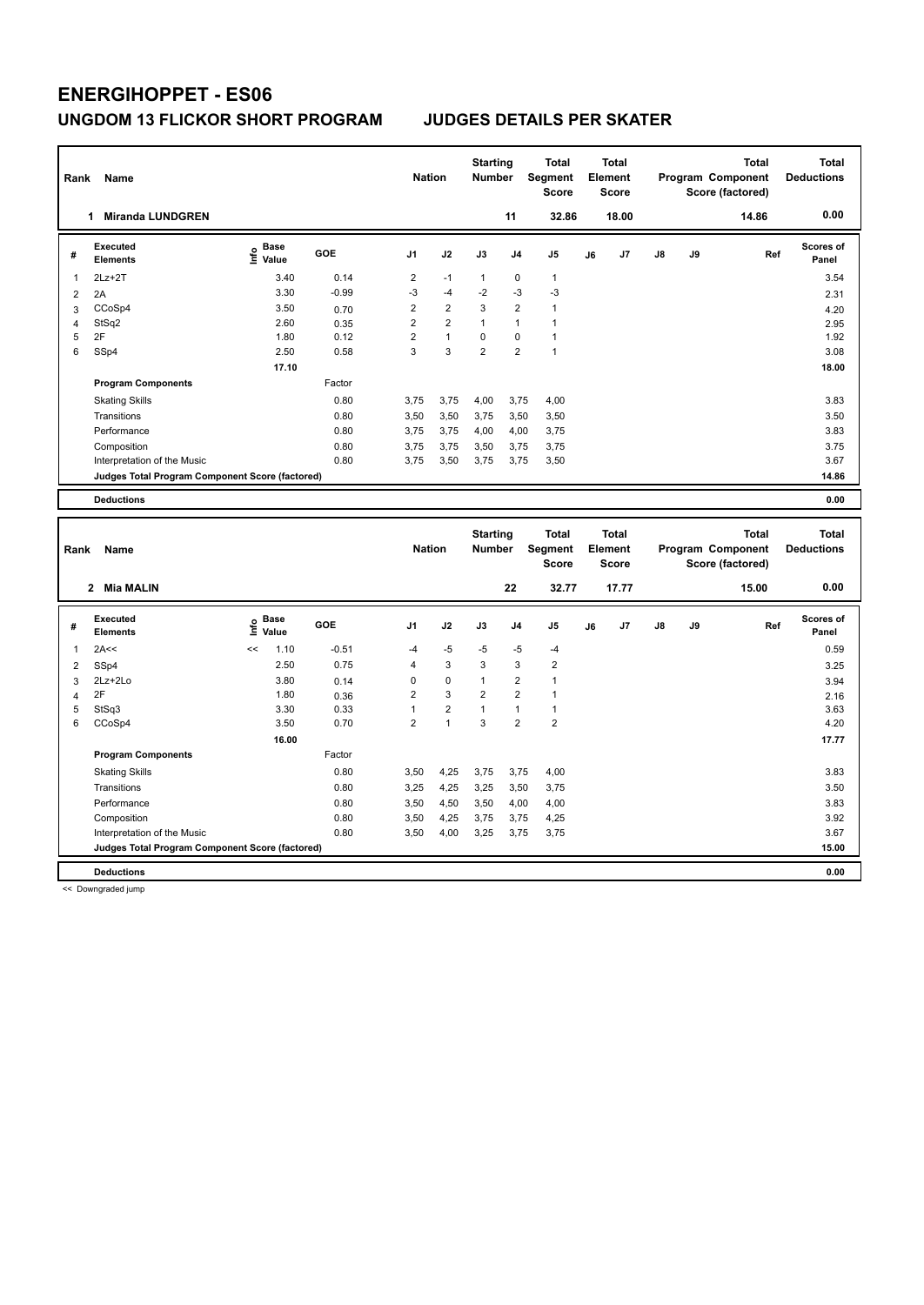# ENERGIHOPPET - ES06

## UNGDOM 13 FLICKOR SHORT PROGRAM JUDGES DETAILS PER SKATER

| Rank | Name | Nation | Starting Number | Total Segment Score | Total Element Score | Total Program Component Score (factored) | Total Deductions |
|---|---|---|---|---|---|---|---|
| 1 | Miranda LUNDGREN | | 11 | 32.86 | 18.00 | 14.86 | 0.00 |

| # | Executed Elements | Info | Base Value | GOE | J1 | J2 | J3 | J4 | J5 | J6 | J7 | J8 | J9 | Ref | Scores of Panel |
|---|---|---|---|---|---|---|---|---|---|---|---|---|---|---|---|
| 1 | 2Lz+2T | | 3.40 | 0.14 | 2 | -1 | 1 | 0 | 1 | | | | | | 3.54 |
| 2 | 2A | | 3.30 | -0.99 | -3 | -4 | -2 | -3 | -3 | | | | | | 2.31 |
| 3 | CCoSp4 | | 3.50 | 0.70 | 2 | 2 | 3 | 2 | 1 | | | | | | 4.20 |
| 4 | StSq2 | | 2.60 | 0.35 | 2 | 2 | 1 | 1 | 1 | | | | | | 2.95 |
| 5 | 2F | | 1.80 | 0.12 | 2 | 1 | 0 | 0 | 1 | | | | | | 1.92 |
| 6 | SSp4 | | 2.50 | 0.58 | 3 | 3 | 2 | 2 | 1 | | | | | | 3.08 |
| | | | 17.10 | | | | | | | | | | | | 18.00 |
| | **Program Components** | | | Factor | | | | | | | | | | | |
| | Skating Skills | | | 0.80 | 3,75 | 3,75 | 4,00 | 3,75 | 4,00 | | | | | | 3.83 |
| | Transitions | | | 0.80 | 3,50 | 3,50 | 3,75 | 3,50 | 3,50 | | | | | | 3.50 |
| | Performance | | | 0.80 | 3,75 | 3,75 | 4,00 | 4,00 | 3,75 | | | | | | 3.83 |
| | Composition | | | 0.80 | 3,75 | 3,75 | 3,50 | 3,75 | 3,75 | | | | | | 3.75 |
| | Interpretation of the Music | | | 0.80 | 3,75 | 3,50 | 3,75 | 3,75 | 3,50 | | | | | | 3.67 |
| | **Judges Total Program Component Score (factored)** | | | | | | | | | | | | | | 14.86 |
| | **Deductions** | | | | | | | | | | | | | | 0.00 |

| Rank | Name | Nation | Starting Number | Total Segment Score | Total Element Score | Total Program Component Score (factored) | Total Deductions |
|---|---|---|---|---|---|---|---|
| 2 | Mia MALIN | | 22 | 32.77 | 17.77 | 15.00 | 0.00 |

| # | Executed Elements | Info | Base Value | GOE | J1 | J2 | J3 | J4 | J5 | J6 | J7 | J8 | J9 | Ref | Scores of Panel |
|---|---|---|---|---|---|---|---|---|---|---|---|---|---|---|---|
| 1 | 2A<< | << | 1.10 | -0.51 | -4 | -5 | -5 | -5 | -4 | | | | | | 0.59 |
| 2 | SSp4 | | 2.50 | 0.75 | 4 | 3 | 3 | 3 | 2 | | | | | | 3.25 |
| 3 | 2Lz+2Lo | | 3.80 | 0.14 | 0 | 0 | 1 | 2 | 1 | | | | | | 3.94 |
| 4 | 2F | | 1.80 | 0.36 | 2 | 3 | 2 | 2 | 1 | | | | | | 2.16 |
| 5 | StSq3 | | 3.30 | 0.33 | 1 | 2 | 1 | 1 | 1 | | | | | | 3.63 |
| 6 | CCoSp4 | | 3.50 | 0.70 | 2 | 1 | 3 | 2 | 2 | | | | | | 4.20 |
| | | | 16.00 | | | | | | | | | | | | 17.77 |
| | **Program Components** | | | Factor | | | | | | | | | | | |
| | Skating Skills | | | 0.80 | 3,50 | 4,25 | 3,75 | 3,75 | 4,00 | | | | | | 3.83 |
| | Transitions | | | 0.80 | 3,25 | 4,25 | 3,25 | 3,50 | 3,75 | | | | | | 3.50 |
| | Performance | | | 0.80 | 3,50 | 4,50 | 3,50 | 4,00 | 4,00 | | | | | | 3.83 |
| | Composition | | | 0.80 | 3,50 | 4,25 | 3,75 | 3,75 | 4,25 | | | | | | 3.92 |
| | Interpretation of the Music | | | 0.80 | 3,50 | 4,00 | 3,25 | 3,75 | 3,75 | | | | | | 3.67 |
| | **Judges Total Program Component Score (factored)** | | | | | | | | | | | | | | 15.00 |
| | **Deductions** | | | | | | | | | | | | | | 0.00 |

<< Downgraded jump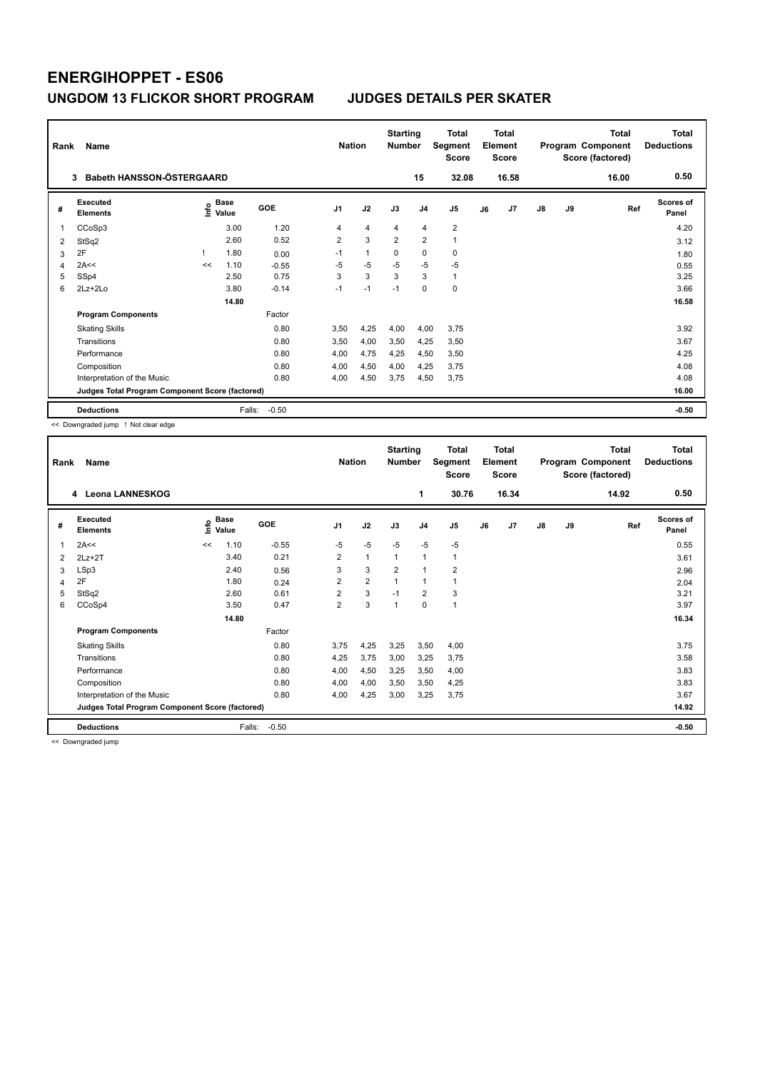# ENERGIHOPPET - ES06

## UNGDOM 13 FLICKOR SHORT PROGRAM JUDGES DETAILS PER SKATER

| Rank | Name | Nation | Starting Number | Total Segment Score | Total Element Score | Total Program Component Score (factored) | Total Deductions |
|---|---|---|---|---|---|---|---|
| 3 | Babeth HANSSON-ÖSTERGAARD | | 15 | 32.08 | 16.58 | 16.00 | 0.50 |

| # | Executed Elements | Info | Base Value | GOE | J1 | J2 | J3 | J4 | J5 | J6 | J7 | J8 | J9 | Ref | Scores of Panel |
|---|---|---|---|---|---|---|---|---|---|---|---|---|---|---|---|
| 1 | CCoSp3 | | 3.00 | 1.20 | 4 | 4 | 4 | 4 | 2 | | | | | | 4.20 |
| 2 | StSq2 | | 2.60 | 0.52 | 2 | 3 | 2 | 2 | 1 | | | | | | 3.12 |
| 3 | 2F | ! | 1.80 | 0.00 | -1 | 1 | 0 | 0 | 0 | | | | | | 1.80 |
| 4 | 2A<< | << | 1.10 | -0.55 | -5 | -5 | -5 | -5 | -5 | | | | | | 0.55 |
| 5 | SSp4 | | 2.50 | 0.75 | 3 | 3 | 3 | 3 | 1 | | | | | | 3.25 |
| 6 | 2Lz+2Lo | | 3.80 | -0.14 | -1 | -1 | -1 | 0 | 0 | | | | | | 3.66 |
| | | | 14.80 | | | | | | | | | | | | 16.58 |
| | **Program Components** | | | Factor | | | | | | | | | | | |
| | Skating Skills | | | 0.80 | 3,50 | 4,25 | 4,00 | 4,00 | 3,75 | | | | | | 3.92 |
| | Transitions | | | 0.80 | 3,50 | 4,00 | 3,50 | 4,25 | 3,50 | | | | | | 3.67 |
| | Performance | | | 0.80 | 4,00 | 4,75 | 4,25 | 4,50 | 3,50 | | | | | | 4.25 |
| | Composition | | | 0.80 | 4,00 | 4,50 | 4,00 | 4,25 | 3,75 | | | | | | 4.08 |
| | Interpretation of the Music | | | 0.80 | 4,00 | 4,50 | 3,75 | 4,50 | 3,75 | | | | | | 4.08 |
| | **Judges Total Program Component Score (factored)** | | | | | | | | | | | | | | 16.00 |
| | **Deductions** | | Falls: | -0.50 | | | | | | | | | | | -0.50 |

<< Downgraded jump ! Not clear edge

| Rank | Name | Nation | Starting Number | Total Segment Score | Total Element Score | Total Program Component Score (factored) | Total Deductions |
|---|---|---|---|---|---|---|---|
| 4 | Leona LANNESKOG | | 1 | 30.76 | 16.34 | 14.92 | 0.50 |

| # | Executed Elements | Info | Base Value | GOE | J1 | J2 | J3 | J4 | J5 | J6 | J7 | J8 | J9 | Ref | Scores of Panel |
|---|---|---|---|---|---|---|---|---|---|---|---|---|---|---|---|
| 1 | 2A<< | << | 1.10 | -0.55 | -5 | -5 | -5 | -5 | -5 | | | | | | 0.55 |
| 2 | 2Lz+2T | | 3.40 | 0.21 | 2 | 1 | 1 | 1 | 1 | | | | | | 3.61 |
| 3 | LSp3 | | 2.40 | 0.56 | 3 | 3 | 2 | 1 | 2 | | | | | | 2.96 |
| 4 | 2F | | 1.80 | 0.24 | 2 | 2 | 1 | 1 | 1 | | | | | | 2.04 |
| 5 | StSq2 | | 2.60 | 0.61 | 2 | 3 | -1 | 2 | 3 | | | | | | 3.21 |
| 6 | CCoSp4 | | 3.50 | 0.47 | 2 | 3 | 1 | 0 | 1 | | | | | | 3.97 |
| | | | 14.80 | | | | | | | | | | | | 16.34 |
| | **Program Components** | | | Factor | | | | | | | | | | | |
| | Skating Skills | | | 0.80 | 3,75 | 4,25 | 3,25 | 3,50 | 4,00 | | | | | | 3.75 |
| | Transitions | | | 0.80 | 4,25 | 3,75 | 3,00 | 3,25 | 3,75 | | | | | | 3.58 |
| | Performance | | | 0.80 | 4,00 | 4,50 | 3,25 | 3,50 | 4,00 | | | | | | 3.83 |
| | Composition | | | 0.80 | 4,00 | 4,00 | 3,50 | 3,50 | 4,25 | | | | | | 3.83 |
| | Interpretation of the Music | | | 0.80 | 4,00 | 4,25 | 3,00 | 3,25 | 3,75 | | | | | | 3.67 |
| | **Judges Total Program Component Score (factored)** | | | | | | | | | | | | | | 14.92 |
| | **Deductions** | | Falls: | -0.50 | | | | | | | | | | | -0.50 |

<< Downgraded jump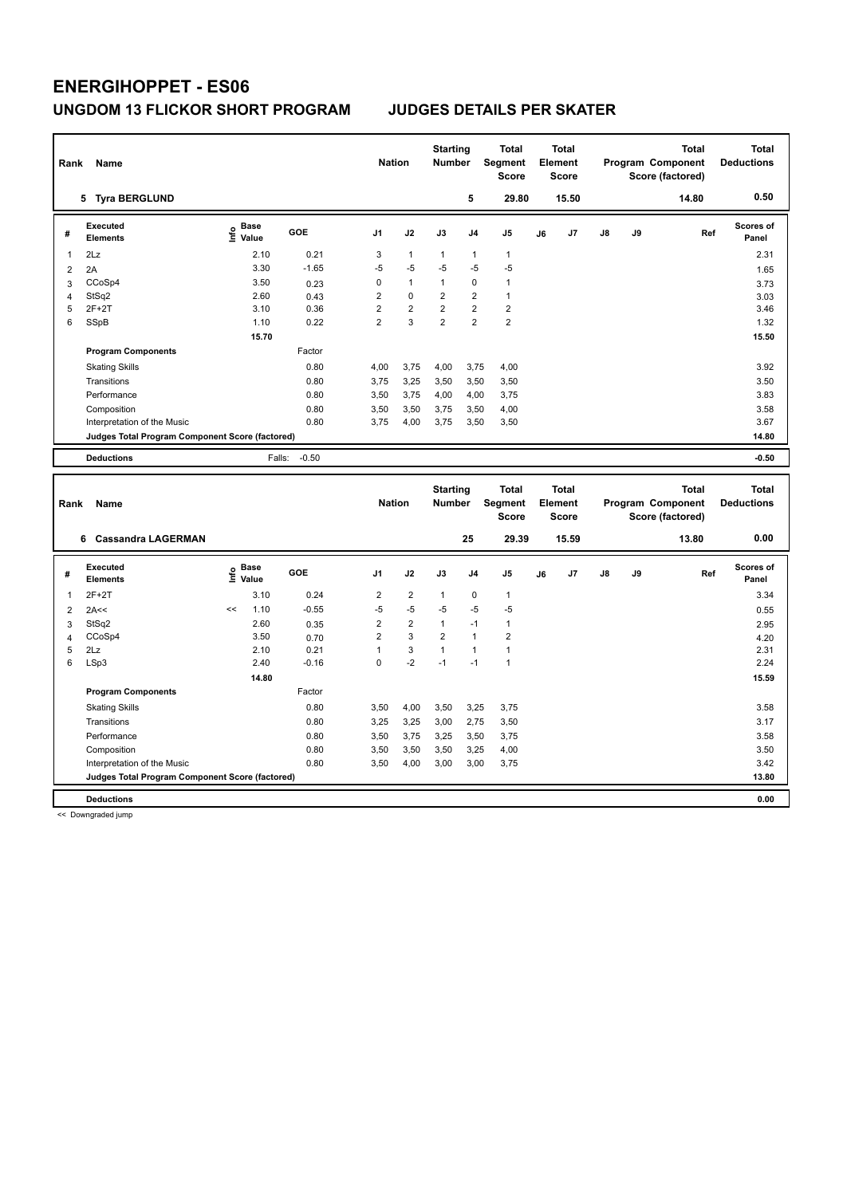# ENERGIHOPPET - ES06

## UNGDOM 13 FLICKOR SHORT PROGRAM — JUDGES DETAILS PER SKATER

| Rank | Name | Nation | Starting Number | Total Segment Score | Total Element Score | Total Program Component Score (factored) | Total Deductions |
|---|---|---|---|---|---|---|---|
| 5 | Tyra BERGLUND | | 5 | 29.80 | 15.50 | 14.80 | 0.50 |

| # | Executed Elements | Info | Base Value | GOE | J1 | J2 | J3 | J4 | J5 | J6 | J7 | J8 | J9 | Ref | Scores of Panel |
|---|---|---|---|---|---|---|---|---|---|---|---|---|---|---|---|
| 1 | 2Lz | | 2.10 | 0.21 | 3 | 1 | 1 | 1 | 1 | | | | | | 2.31 |
| 2 | 2A | | 3.30 | -1.65 | -5 | -5 | -5 | -5 | -5 | | | | | | 1.65 |
| 3 | CCoSp4 | | 3.50 | 0.23 | 0 | 1 | 1 | 0 | 1 | | | | | | 3.73 |
| 4 | StSq2 | | 2.60 | 0.43 | 2 | 0 | 2 | 2 | 1 | | | | | | 3.03 |
| 5 | 2F+2T | | 3.10 | 0.36 | 2 | 2 | 2 | 2 | 2 | | | | | | 3.46 |
| 6 | SSpB | | 1.10 | 0.22 | 2 | 3 | 2 | 2 | 2 | | | | | | 1.32 |
| | | | 15.70 | | | | | | | | | | | | 15.50 |
| | **Program Components** | | | Factor | | | | | | | | | | | |
| | Skating Skills | | | 0.80 | 4,00 | 3,75 | 4,00 | 3,75 | 4,00 | | | | | | 3.92 |
| | Transitions | | | 0.80 | 3,75 | 3,25 | 3,50 | 3,50 | 3,50 | | | | | | 3.50 |
| | Performance | | | 0.80 | 3,50 | 3,75 | 4,00 | 4,00 | 3,75 | | | | | | 3.83 |
| | Composition | | | 0.80 | 3,50 | 3,50 | 3,75 | 3,50 | 4,00 | | | | | | 3.58 |
| | Interpretation of the Music | | | 0.80 | 3,75 | 4,00 | 3,75 | 3,50 | 3,50 | | | | | | 3.67 |
| | **Judges Total Program Component Score (factored)** | | | | | | | | | | | | | | 14.80 |
| | **Deductions** | | Falls: | -0.50 | | | | | | | | | | | -0.50 |

| Rank | Name | Nation | Starting Number | Total Segment Score | Total Element Score | Total Program Component Score (factored) | Total Deductions |
|---|---|---|---|---|---|---|---|
| 6 | Cassandra LAGERMAN | | 25 | 29.39 | 15.59 | 13.80 | 0.00 |

| # | Executed Elements | Info | Base Value | GOE | J1 | J2 | J3 | J4 | J5 | J6 | J7 | J8 | J9 | Ref | Scores of Panel |
|---|---|---|---|---|---|---|---|---|---|---|---|---|---|---|---|
| 1 | 2F+2T | | 3.10 | 0.24 | 2 | 2 | 1 | 0 | 1 | | | | | | 3.34 |
| 2 | 2A<< | << | 1.10 | -0.55 | -5 | -5 | -5 | -5 | -5 | | | | | | 0.55 |
| 3 | StSq2 | | 2.60 | 0.35 | 2 | 2 | 1 | -1 | 1 | | | | | | 2.95 |
| 4 | CCoSp4 | | 3.50 | 0.70 | 2 | 3 | 2 | 1 | 2 | | | | | | 4.20 |
| 5 | 2Lz | | 2.10 | 0.21 | 1 | 3 | 1 | 1 | 1 | | | | | | 2.31 |
| 6 | LSp3 | | 2.40 | -0.16 | 0 | -2 | -1 | -1 | 1 | | | | | | 2.24 |
| | | | 14.80 | | | | | | | | | | | | 15.59 |
| | **Program Components** | | | Factor | | | | | | | | | | | |
| | Skating Skills | | | 0.80 | 3,50 | 4,00 | 3,50 | 3,25 | 3,75 | | | | | | 3.58 |
| | Transitions | | | 0.80 | 3,25 | 3,25 | 3,00 | 2,75 | 3,50 | | | | | | 3.17 |
| | Performance | | | 0.80 | 3,50 | 3,75 | 3,25 | 3,50 | 3,75 | | | | | | 3.58 |
| | Composition | | | 0.80 | 3,50 | 3,50 | 3,50 | 3,25 | 4,00 | | | | | | 3.50 |
| | Interpretation of the Music | | | 0.80 | 3,50 | 4,00 | 3,00 | 3,00 | 3,75 | | | | | | 3.42 |
| | **Judges Total Program Component Score (factored)** | | | | | | | | | | | | | | 13.80 |
| | **Deductions** | | | | | | | | | | | | | | 0.00 |

<< Downgraded jump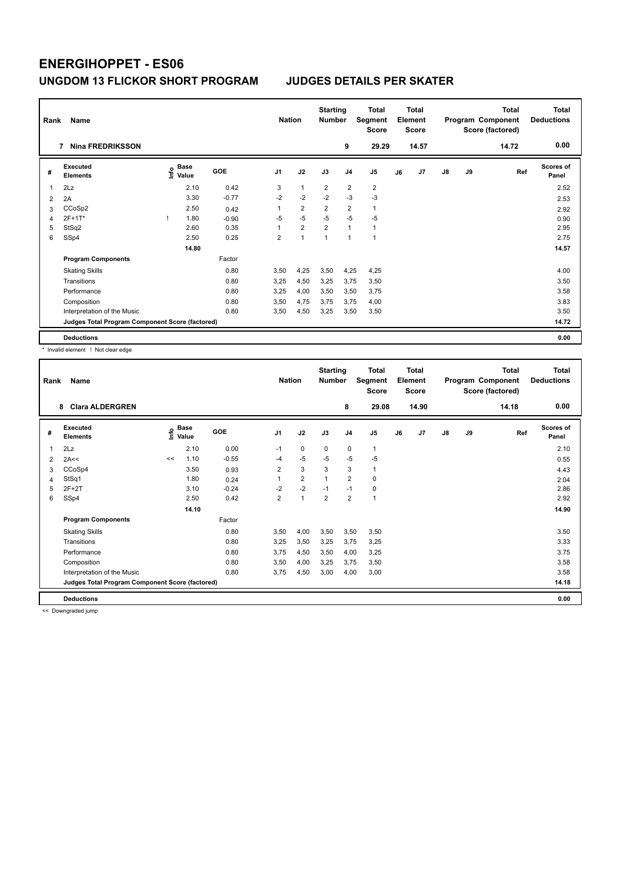# ENERGIHOPPET - ES06

## UNGDOM 13 FLICKOR SHORT PROGRAM    JUDGES DETAILS PER SKATER

| Rank | Name | Nation | Starting Number | Total Segment Score | Total Element Score | Total Program Component Score (factored) | Total Deductions |
|---|---|---|---|---|---|---|---|
| 7 | Nina FREDRIKSSON | | 9 | 29.29 | 14.57 | 14.72 | 0.00 |

| # | Executed Elements | Info | Base Value | GOE | J1 | J2 | J3 | J4 | J5 | J6 | J7 | J8 | J9 | Ref | Scores of Panel |
|---|---|---|---|---|---|---|---|---|---|---|---|---|---|---|---|
| 1 | 2Lz | | 2.10 | 0.42 | 3 | 1 | 2 | 2 | 2 | | | | | | 2.52 |
| 2 | 2A | | 3.30 | -0.77 | -2 | -2 | -2 | -3 | -3 | | | | | | 2.53 |
| 3 | CCoSp2 | | 2.50 | 0.42 | 1 | 2 | 2 | 2 | 1 | | | | | | 2.92 |
| 4 | 2F+1T* | ! | 1.80 | -0.90 | -5 | -5 | -5 | -5 | -5 | | | | | | 0.90 |
| 5 | StSq2 | | 2.60 | 0.35 | 1 | 2 | 2 | 1 | 1 | | | | | | 2.95 |
| 6 | SSp4 | | 2.50 | 0.25 | 2 | 1 | 1 | 1 | 1 | | | | | | 2.75 |
| | | | 14.80 | | | | | | | | | | | | 14.57 |
| | **Program Components** | | | Factor | | | | | | | | | | | |
| | Skating Skills | | | 0.80 | 3,50 | 4,25 | 3,50 | 4,25 | 4,25 | | | | | | 4.00 |
| | Transitions | | | 0.80 | 3,25 | 4,50 | 3,25 | 3,75 | 3,50 | | | | | | 3.50 |
| | Performance | | | 0.80 | 3,25 | 4,00 | 3,50 | 3,50 | 3,75 | | | | | | 3.58 |
| | Composition | | | 0.80 | 3,50 | 4,75 | 3,75 | 3,75 | 4,00 | | | | | | 3.83 |
| | Interpretation of the Music | | | 0.80 | 3,50 | 4,50 | 3,25 | 3,50 | 3,50 | | | | | | 3.50 |
| | **Judges Total Program Component Score (factored)** | | | | | | | | | | | | | | 14.72 |
| | **Deductions** | | | | | | | | | | | | | | 0.00 |

* Invalid element ! Not clear edge

| Rank | Name | Nation | Starting Number | Total Segment Score | Total Element Score | Total Program Component Score (factored) | Total Deductions |
|---|---|---|---|---|---|---|---|
| 8 | Clara ALDERGREN | | 8 | 29.08 | 14.90 | 14.18 | 0.00 |

| # | Executed Elements | Info | Base Value | GOE | J1 | J2 | J3 | J4 | J5 | J6 | J7 | J8 | J9 | Ref | Scores of Panel |
|---|---|---|---|---|---|---|---|---|---|---|---|---|---|---|---|
| 1 | 2Lz | | 2.10 | 0.00 | -1 | 0 | 0 | 0 | 1 | | | | | | 2.10 |
| 2 | 2A<< | << | 1.10 | -0.55 | -4 | -5 | -5 | -5 | -5 | | | | | | 0.55 |
| 3 | CCoSp4 | | 3.50 | 0.93 | 2 | 3 | 3 | 3 | 1 | | | | | | 4.43 |
| 4 | StSq1 | | 1.80 | 0.24 | 1 | 2 | 1 | 2 | 0 | | | | | | 2.04 |
| 5 | 2F+2T | | 3.10 | -0.24 | -2 | -2 | -1 | -1 | 0 | | | | | | 2.86 |
| 6 | SSp4 | | 2.50 | 0.42 | 2 | 1 | 2 | 2 | 1 | | | | | | 2.92 |
| | | | 14.10 | | | | | | | | | | | | 14.90 |
| | **Program Components** | | | Factor | | | | | | | | | | | |
| | Skating Skills | | | 0.80 | 3,50 | 4,00 | 3,50 | 3,50 | 3,50 | | | | | | 3.50 |
| | Transitions | | | 0.80 | 3,25 | 3,50 | 3,25 | 3,75 | 3,25 | | | | | | 3.33 |
| | Performance | | | 0.80 | 3,75 | 4,50 | 3,50 | 4,00 | 3,25 | | | | | | 3.75 |
| | Composition | | | 0.80 | 3,50 | 4,00 | 3,25 | 3,75 | 3,50 | | | | | | 3.58 |
| | Interpretation of the Music | | | 0.80 | 3,75 | 4,50 | 3,00 | 4,00 | 3,00 | | | | | | 3.58 |
| | **Judges Total Program Component Score (factored)** | | | | | | | | | | | | | | 14.18 |
| | **Deductions** | | | | | | | | | | | | | | 0.00 |

<< Downgraded jump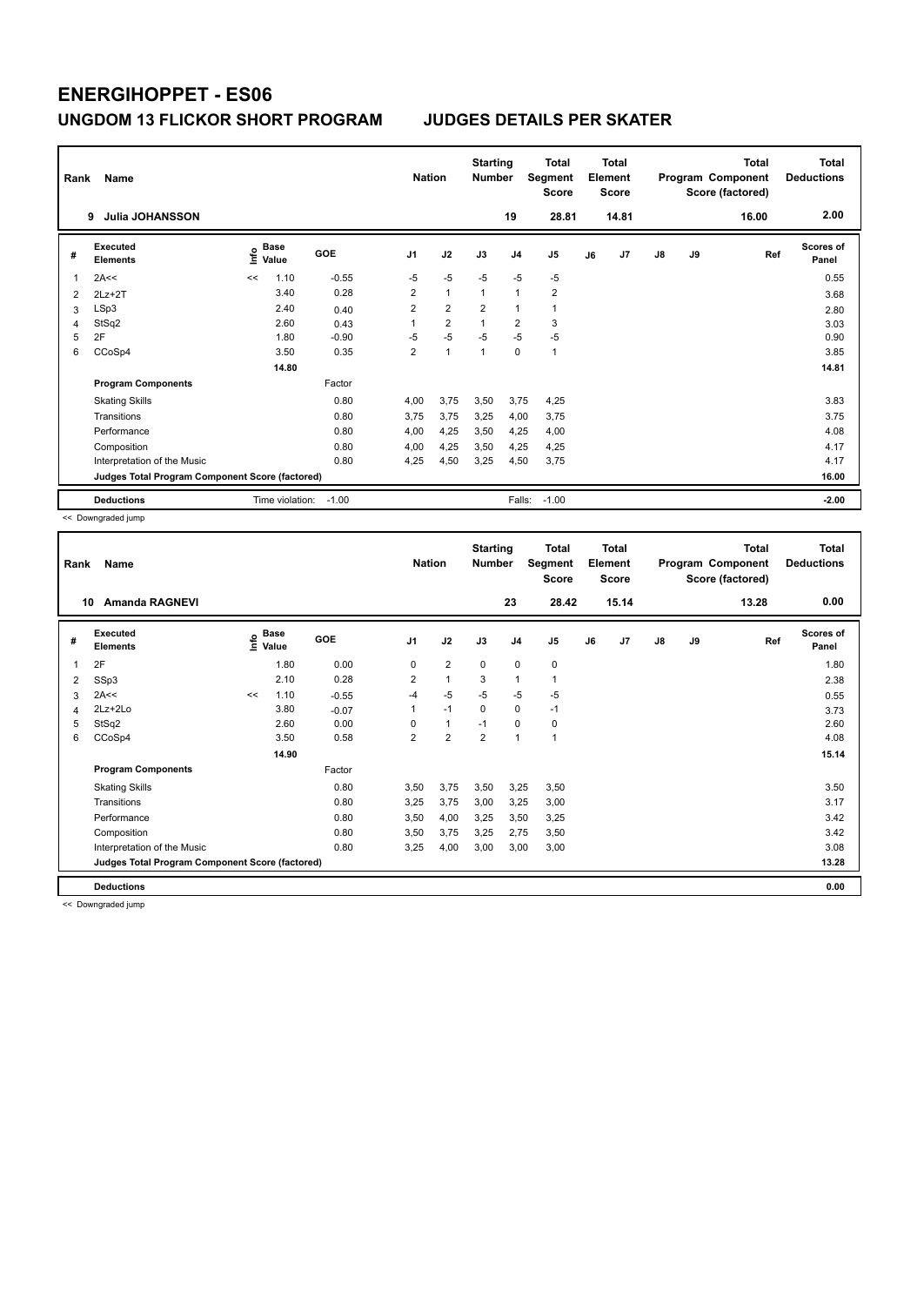# ENERGIHOPPET - ES06

## UNGDOM 13 FLICKOR SHORT PROGRAM — JUDGES DETAILS PER SKATER

| Rank | Name | Nation | Starting Number | Total Segment Score | Total Element Score | Total Program Component Score (factored) | Total Deductions |
|---|---|---|---|---|---|---|---|
| 9 | Julia JOHANSSON | | 19 | 28.81 | 14.81 | 16.00 | 2.00 |

| # | Executed Elements | Info | Base Value | GOE | J1 | J2 | J3 | J4 | J5 | J6 | J7 | J8 | J9 | Ref | Scores of Panel |
|---|---|---|---|---|---|---|---|---|---|---|---|---|---|---|---|
| 1 | 2A<< | << | 1.10 | -0.55 | -5 | -5 | -5 | -5 | -5 | | | | | | 0.55 |
| 2 | 2Lz+2T | | 3.40 | 0.28 | 2 | 1 | 1 | 1 | 2 | | | | | | 3.68 |
| 3 | LSp3 | | 2.40 | 0.40 | 2 | 2 | 2 | 1 | 1 | | | | | | 2.80 |
| 4 | StSq2 | | 2.60 | 0.43 | 1 | 2 | 1 | 2 | 3 | | | | | | 3.03 |
| 5 | 2F | | 1.80 | -0.90 | -5 | -5 | -5 | -5 | -5 | | | | | | 0.90 |
| 6 | CCoSp4 | | 3.50 | 0.35 | 2 | 1 | 1 | 0 | 1 | | | | | | 3.85 |
| | | | 14.80 | | | | | | | | | | | | 14.81 |
| | **Program Components** | | | Factor | | | | | | | | | | | |
| | Skating Skills | | | 0.80 | 4,00 | 3,75 | 3,50 | 3,75 | 4,25 | | | | | | 3.83 |
| | Transitions | | | 0.80 | 3,75 | 3,75 | 3,25 | 4,00 | 3,75 | | | | | | 3.75 |
| | Performance | | | 0.80 | 4,00 | 4,25 | 3,50 | 4,25 | 4,00 | | | | | | 4.08 |
| | Composition | | | 0.80 | 4,00 | 4,25 | 3,50 | 4,25 | 4,25 | | | | | | 4.17 |
| | Interpretation of the Music | | | 0.80 | 4,25 | 4,50 | 3,25 | 4,50 | 3,75 | | | | | | 4.17 |
| | Judges Total Program Component Score (factored) | | | | | | | | | | | | | | 16.00 |
| | **Deductions** | | Time violation: | -1.00 | | | | Falls: | -1.00 | | | | | | -2.00 |

<< Downgraded jump

| Rank | Name | Nation | Starting Number | Total Segment Score | Total Element Score | Total Program Component Score (factored) | Total Deductions |
|---|---|---|---|---|---|---|---|
| 10 | Amanda RAGNEVI | | 23 | 28.42 | 15.14 | 13.28 | 0.00 |

| # | Executed Elements | Info | Base Value | GOE | J1 | J2 | J3 | J4 | J5 | J6 | J7 | J8 | J9 | Ref | Scores of Panel |
|---|---|---|---|---|---|---|---|---|---|---|---|---|---|---|---|
| 1 | 2F | | 1.80 | 0.00 | 0 | 2 | 0 | 0 | 0 | | | | | | 1.80 |
| 2 | SSp3 | | 2.10 | 0.28 | 2 | 1 | 3 | 1 | 1 | | | | | | 2.38 |
| 3 | 2A<< | << | 1.10 | -0.55 | -4 | -5 | -5 | -5 | -5 | | | | | | 0.55 |
| 4 | 2Lz+2Lo | | 3.80 | -0.07 | 1 | -1 | 0 | 0 | -1 | | | | | | 3.73 |
| 5 | StSq2 | | 2.60 | 0.00 | 0 | 1 | -1 | 0 | 0 | | | | | | 2.60 |
| 6 | CCoSp4 | | 3.50 | 0.58 | 2 | 2 | 2 | 1 | 1 | | | | | | 4.08 |
| | | | 14.90 | | | | | | | | | | | | 15.14 |
| | **Program Components** | | | Factor | | | | | | | | | | | |
| | Skating Skills | | | 0.80 | 3,50 | 3,75 | 3,50 | 3,25 | 3,50 | | | | | | 3.50 |
| | Transitions | | | 0.80 | 3,25 | 3,75 | 3,00 | 3,25 | 3,00 | | | | | | 3.17 |
| | Performance | | | 0.80 | 3,50 | 4,00 | 3,25 | 3,50 | 3,25 | | | | | | 3.42 |
| | Composition | | | 0.80 | 3,50 | 3,75 | 3,25 | 2,75 | 3,50 | | | | | | 3.42 |
| | Interpretation of the Music | | | 0.80 | 3,25 | 4,00 | 3,00 | 3,00 | 3,00 | | | | | | 3.08 |
| | Judges Total Program Component Score (factored) | | | | | | | | | | | | | | 13.28 |
| | **Deductions** | | | | | | | | | | | | | | 0.00 |

<< Downgraded jump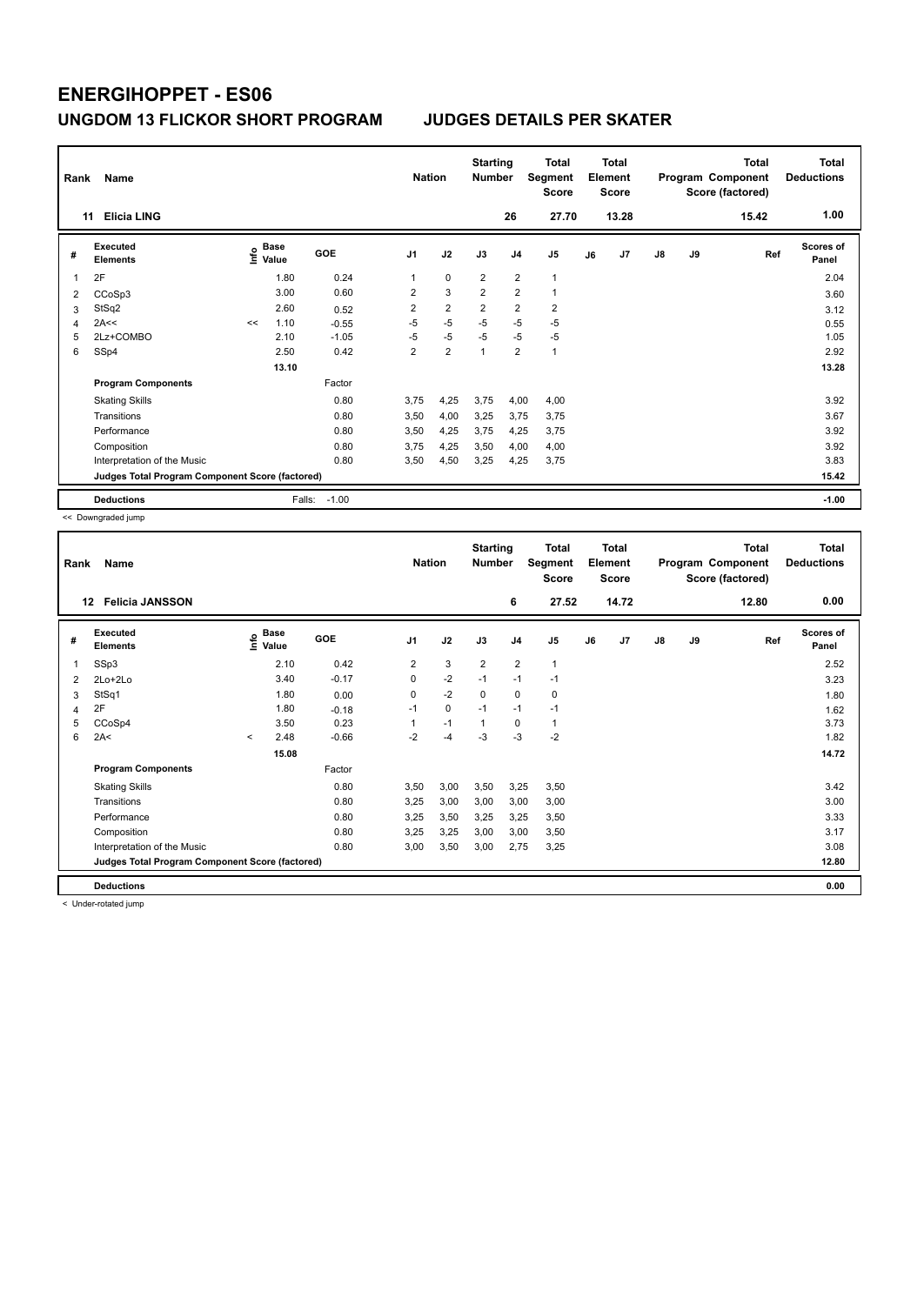# ENERGIHOPPET - ES06

## UNGDOM 13 FLICKOR SHORT PROGRAM JUDGES DETAILS PER SKATER

| Rank | Name | Nation | Starting Number | Total Segment Score | Total Element Score | Total Program Component Score (factored) | Total Deductions |
|---|---|---|---|---|---|---|---|
| 11 | Elicia LING | | 26 | 27.70 | 13.28 | 15.42 | 1.00 |

| # | Executed Elements | Info | Base Value | GOE | J1 | J2 | J3 | J4 | J5 | J6 | J7 | J8 | J9 | Ref | Scores of Panel |
|---|---|---|---|---|---|---|---|---|---|---|---|---|---|---|---|
| 1 | 2F | | 1.80 | 0.24 | 1 | 0 | 2 | 2 | 1 | | | | | | 2.04 |
| 2 | CCoSp3 | | 3.00 | 0.60 | 2 | 3 | 2 | 2 | 1 | | | | | | 3.60 |
| 3 | StSq2 | | 2.60 | 0.52 | 2 | 2 | 2 | 2 | 2 | | | | | | 3.12 |
| 4 | 2A<< | << | 1.10 | -0.55 | -5 | -5 | -5 | -5 | -5 | | | | | | 0.55 |
| 5 | 2Lz+COMBO | | 2.10 | -1.05 | -5 | -5 | -5 | -5 | -5 | | | | | | 1.05 |
| 6 | SSp4 | | 2.50 | 0.42 | 2 | 2 | 1 | 2 | 1 | | | | | | 2.92 |
| | | | 13.10 | | | | | | | | | | | | 13.28 |
| | **Program Components** | | | Factor | | | | | | | | | | | |
| | Skating Skills | | | 0.80 | 3,75 | 4,25 | 3,75 | 4,00 | 4,00 | | | | | | 3.92 |
| | Transitions | | | 0.80 | 3,50 | 4,00 | 3,25 | 3,75 | 3,75 | | | | | | 3.67 |
| | Performance | | | 0.80 | 3,50 | 4,25 | 3,75 | 4,25 | 3,75 | | | | | | 3.92 |
| | Composition | | | 0.80 | 3,75 | 4,25 | 3,50 | 4,00 | 4,00 | | | | | | 3.92 |
| | Interpretation of the Music | | | 0.80 | 3,50 | 4,50 | 3,25 | 4,25 | 3,75 | | | | | | 3.83 |
| | **Judges Total Program Component Score (factored)** | | | | | | | | | | | | | | 15.42 |
| | **Deductions** | | Falls: | -1.00 | | | | | | | | | | | -1.00 |

<< Downgraded jump

| Rank | Name | Nation | Starting Number | Total Segment Score | Total Element Score | Total Program Component Score (factored) | Total Deductions |
|---|---|---|---|---|---|---|---|
| 12 | Felicia JANSSON | | 6 | 27.52 | 14.72 | 12.80 | 0.00 |

| # | Executed Elements | Info | Base Value | GOE | J1 | J2 | J3 | J4 | J5 | J6 | J7 | J8 | J9 | Ref | Scores of Panel |
|---|---|---|---|---|---|---|---|---|---|---|---|---|---|---|---|
| 1 | SSp3 | | 2.10 | 0.42 | 2 | 3 | 2 | 2 | 1 | | | | | | 2.52 |
| 2 | 2Lo+2Lo | | 3.40 | -0.17 | 0 | -2 | -1 | -1 | -1 | | | | | | 3.23 |
| 3 | StSq1 | | 1.80 | 0.00 | 0 | -2 | 0 | 0 | 0 | | | | | | 1.80 |
| 4 | 2F | | 1.80 | -0.18 | -1 | 0 | -1 | -1 | -1 | | | | | | 1.62 |
| 5 | CCoSp4 | | 3.50 | 0.23 | 1 | -1 | 1 | 0 | 1 | | | | | | 3.73 |
| 6 | 2A< | < | 2.48 | -0.66 | -2 | -4 | -3 | -3 | -2 | | | | | | 1.82 |
| | | | 15.08 | | | | | | | | | | | | 14.72 |
| | **Program Components** | | | Factor | | | | | | | | | | | |
| | Skating Skills | | | 0.80 | 3,50 | 3,00 | 3,50 | 3,25 | 3,50 | | | | | | 3.42 |
| | Transitions | | | 0.80 | 3,25 | 3,00 | 3,00 | 3,00 | 3,00 | | | | | | 3.00 |
| | Performance | | | 0.80 | 3,25 | 3,50 | 3,25 | 3,25 | 3,50 | | | | | | 3.33 |
| | Composition | | | 0.80 | 3,25 | 3,25 | 3,00 | 3,00 | 3,50 | | | | | | 3.17 |
| | Interpretation of the Music | | | 0.80 | 3,00 | 3,50 | 3,00 | 2,75 | 3,25 | | | | | | 3.08 |
| | **Judges Total Program Component Score (factored)** | | | | | | | | | | | | | | 12.80 |
| | **Deductions** | | | | | | | | | | | | | | 0.00 |

< Under-rotated jump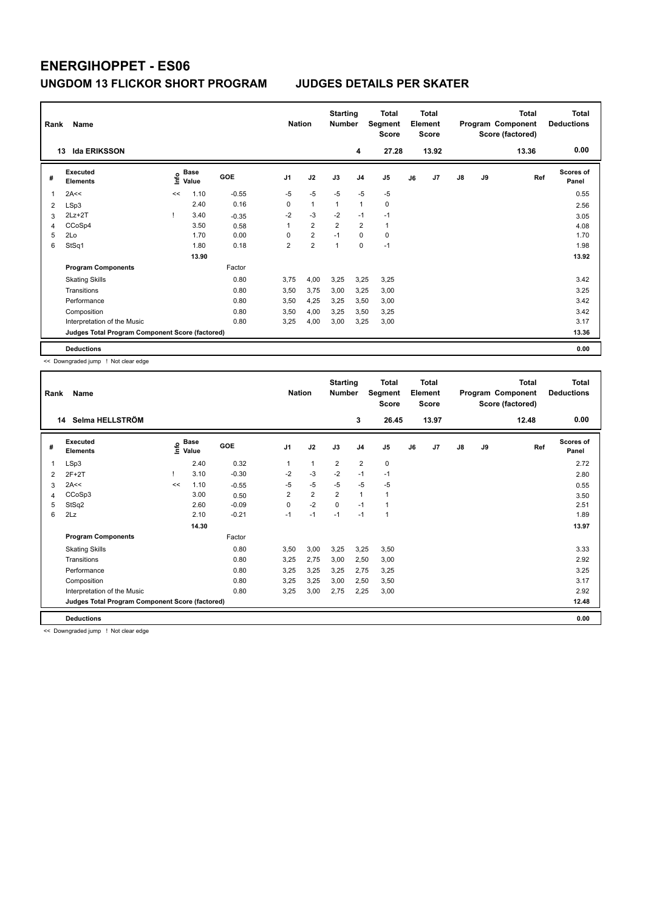# ENERGIHOPPET - ES06

## UNGDOM 13 FLICKOR SHORT PROGRAM JUDGES DETAILS PER SKATER

| Rank | Name | Nation | Starting Number | Total Segment Score | Total Element Score | Total Program Component Score (factored) | Total Deductions |
|---|---|---|---|---|---|---|---|
| 13 | Ida ERIKSSON | | 4 | 27.28 | 13.92 | 13.36 | 0.00 |

| # | Executed Elements | Info | Base Value | GOE | J1 | J2 | J3 | J4 | J5 | J6 | J7 | J8 | J9 | Ref | Scores of Panel |
|---|---|---|---|---|---|---|---|---|---|---|---|---|---|---|---|
| 1 | 2A<< | << | 1.10 | -0.55 | -5 | -5 | -5 | -5 | -5 | | | | | | 0.55 |
| 2 | LSp3 | | 2.40 | 0.16 | 0 | 1 | 1 | 1 | 0 | | | | | | 2.56 |
| 3 | 2Lz+2T | ! | 3.40 | -0.35 | -2 | -3 | -2 | -1 | -1 | | | | | | 3.05 |
| 4 | CCoSp4 | | 3.50 | 0.58 | 1 | 2 | 2 | 2 | 1 | | | | | | 4.08 |
| 5 | 2Lo | | 1.70 | 0.00 | 0 | 2 | -1 | 0 | 0 | | | | | | 1.70 |
| 6 | StSq1 | | 1.80 | 0.18 | 2 | 2 | 1 | 0 | -1 | | | | | | 1.98 |
| | | | 13.90 | | | | | | | | | | | | 13.92 |
| | **Program Components** | | | Factor | | | | | | | | | | | |
| | Skating Skills | | | 0.80 | 3,75 | 4,00 | 3,25 | 3,25 | 3,25 | | | | | | 3.42 |
| | Transitions | | | 0.80 | 3,50 | 3,75 | 3,00 | 3,25 | 3,00 | | | | | | 3.25 |
| | Performance | | | 0.80 | 3,50 | 4,25 | 3,25 | 3,50 | 3,00 | | | | | | 3.42 |
| | Composition | | | 0.80 | 3,50 | 4,00 | 3,25 | 3,50 | 3,25 | | | | | | 3.42 |
| | Interpretation of the Music | | | 0.80 | 3,25 | 4,00 | 3,00 | 3,25 | 3,00 | | | | | | 3.17 |
| | **Judges Total Program Component Score (factored)** | | | | | | | | | | | | | | 13.36 |
| | **Deductions** | | | | | | | | | | | | | | 0.00 |

<< Downgraded jump ! Not clear edge

| Rank | Name | Nation | Starting Number | Total Segment Score | Total Element Score | Total Program Component Score (factored) | Total Deductions |
|---|---|---|---|---|---|---|---|
| 14 | Selma HELLSTRÖM | | 3 | 26.45 | 13.97 | 12.48 | 0.00 |

| # | Executed Elements | Info | Base Value | GOE | J1 | J2 | J3 | J4 | J5 | J6 | J7 | J8 | J9 | Ref | Scores of Panel |
|---|---|---|---|---|---|---|---|---|---|---|---|---|---|---|---|
| 1 | LSp3 | | 2.40 | 0.32 | 1 | 1 | 2 | 2 | 0 | | | | | | 2.72 |
| 2 | 2F+2T | ! | 3.10 | -0.30 | -2 | -3 | -2 | -1 | -1 | | | | | | 2.80 |
| 3 | 2A<< | << | 1.10 | -0.55 | -5 | -5 | -5 | -5 | -5 | | | | | | 0.55 |
| 4 | CCoSp3 | | 3.00 | 0.50 | 2 | 2 | 2 | 1 | 1 | | | | | | 3.50 |
| 5 | StSq2 | | 2.60 | -0.09 | 0 | -2 | 0 | -1 | 1 | | | | | | 2.51 |
| 6 | 2Lz | | 2.10 | -0.21 | -1 | -1 | -1 | -1 | 1 | | | | | | 1.89 |
| | | | 14.30 | | | | | | | | | | | | 13.97 |
| | **Program Components** | | | Factor | | | | | | | | | | | |
| | Skating Skills | | | 0.80 | 3,50 | 3,00 | 3,25 | 3,25 | 3,50 | | | | | | 3.33 |
| | Transitions | | | 0.80 | 3,25 | 2,75 | 3,00 | 2,50 | 3,00 | | | | | | 2.92 |
| | Performance | | | 0.80 | 3,25 | 3,25 | 3,25 | 2,75 | 3,25 | | | | | | 3.25 |
| | Composition | | | 0.80 | 3,25 | 3,25 | 3,00 | 2,50 | 3,50 | | | | | | 3.17 |
| | Interpretation of the Music | | | 0.80 | 3,25 | 3,00 | 2,75 | 2,25 | 3,00 | | | | | | 2.92 |
| | **Judges Total Program Component Score (factored)** | | | | | | | | | | | | | | 12.48 |
| | **Deductions** | | | | | | | | | | | | | | 0.00 |

<< Downgraded jump ! Not clear edge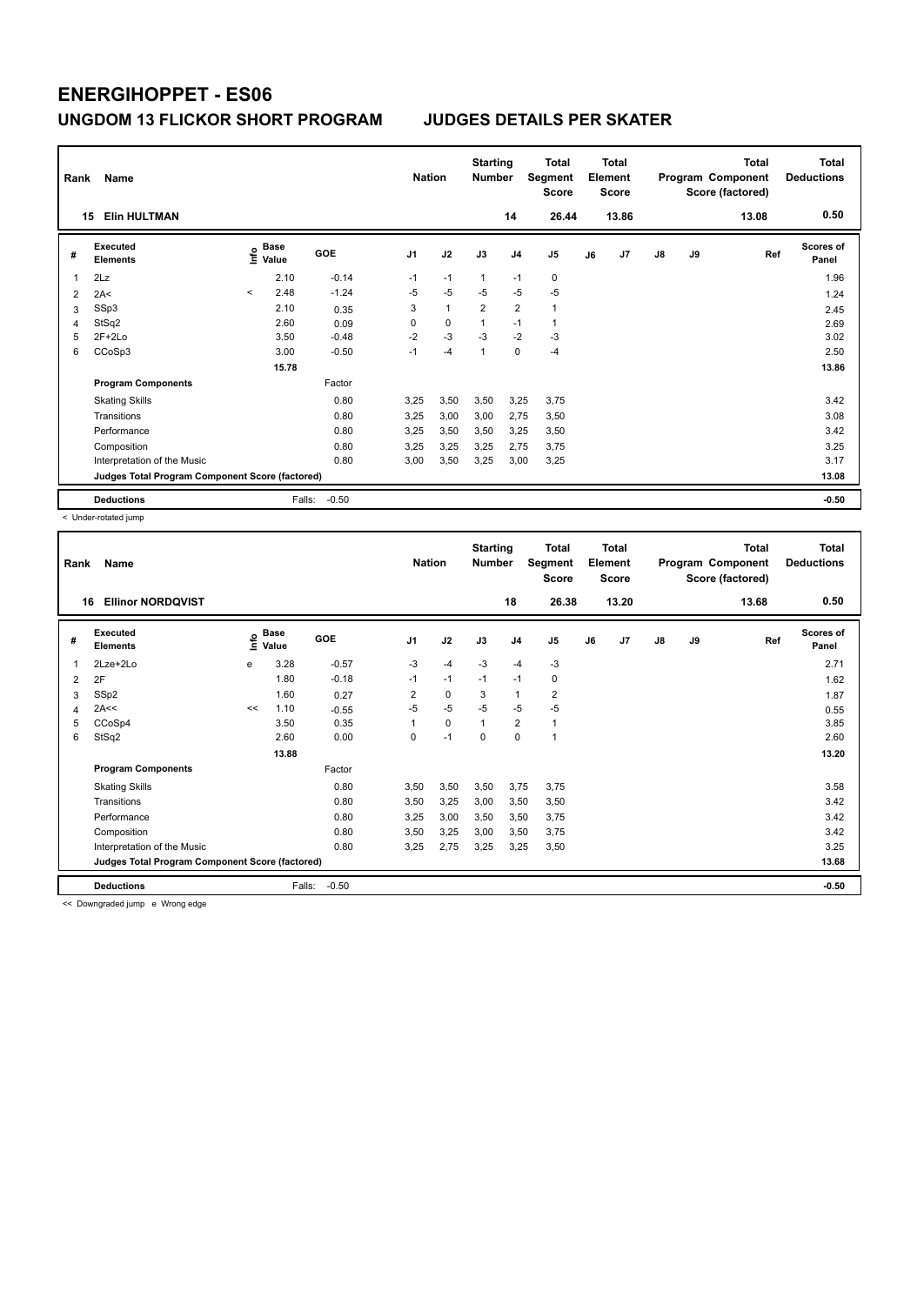# ENERGIHOPPET - ES06

## UNGDOM 13 FLICKOR SHORT PROGRAM — JUDGES DETAILS PER SKATER

| Rank | Name | Nation | Starting Number | Total Segment Score | Total Element Score | Total Program Component Score (factored) | Total Deductions |
|---|---|---|---|---|---|---|---|
| 15 | Elin HULTMAN | | 14 | 26.44 | 13.86 | 13.08 | 0.50 |

| # | Executed Elements | Info | Base Value | GOE | J1 | J2 | J3 | J4 | J5 | J6 | J7 | J8 | J9 | Ref | Scores of Panel |
|---|---|---|---|---|---|---|---|---|---|---|---|---|---|---|---|
| 1 | 2Lz | | 2.10 | -0.14 | -1 | -1 | 1 | -1 | 0 | | | | | | 1.96 |
| 2 | 2A< | < | 2.48 | -1.24 | -5 | -5 | -5 | -5 | -5 | | | | | | 1.24 |
| 3 | SSp3 | | 2.10 | 0.35 | 3 | 1 | 2 | 2 | 1 | | | | | | 2.45 |
| 4 | StSq2 | | 2.60 | 0.09 | 0 | 0 | 1 | -1 | 1 | | | | | | 2.69 |
| 5 | 2F+2Lo | | 3.50 | -0.48 | -2 | -3 | -3 | -2 | -3 | | | | | | 3.02 |
| 6 | CCoSp3 | | 3.00 | -0.50 | -1 | -4 | 1 | 0 | -4 | | | | | | 2.50 |
| | | | 15.78 | | | | | | | | | | | | 13.86 |
| | **Program Components** | | | Factor | | | | | | | | | | | |
| | Skating Skills | | | 0.80 | 3,25 | 3,50 | 3,50 | 3,25 | 3,75 | | | | | | 3.42 |
| | Transitions | | | 0.80 | 3,25 | 3,00 | 3,00 | 2,75 | 3,50 | | | | | | 3.08 |
| | Performance | | | 0.80 | 3,25 | 3,50 | 3,50 | 3,25 | 3,50 | | | | | | 3.42 |
| | Composition | | | 0.80 | 3,25 | 3,25 | 3,25 | 2,75 | 3,75 | | | | | | 3.25 |
| | Interpretation of the Music | | | 0.80 | 3,00 | 3,50 | 3,25 | 3,00 | 3,25 | | | | | | 3.17 |
| | **Judges Total Program Component Score (factored)** | | | | | | | | | | | | | | 13.08 |
| | **Deductions** | | Falls: | -0.50 | | | | | | | | | | | -0.50 |

< Under-rotated jump

| Rank | Name | Nation | Starting Number | Total Segment Score | Total Element Score | Total Program Component Score (factored) | Total Deductions |
|---|---|---|---|---|---|---|---|
| 16 | Ellinor NORDQVIST | | 18 | 26.38 | 13.20 | 13.68 | 0.50 |

| # | Executed Elements | Info | Base Value | GOE | J1 | J2 | J3 | J4 | J5 | J6 | J7 | J8 | J9 | Ref | Scores of Panel |
|---|---|---|---|---|---|---|---|---|---|---|---|---|---|---|---|
| 1 | 2Lze+2Lo | e | 3.28 | -0.57 | -3 | -4 | -3 | -4 | -3 | | | | | | 2.71 |
| 2 | 2F | | 1.80 | -0.18 | -1 | -1 | -1 | -1 | 0 | | | | | | 1.62 |
| 3 | SSp2 | | 1.60 | 0.27 | 2 | 0 | 3 | 1 | 2 | | | | | | 1.87 |
| 4 | 2A<< | << | 1.10 | -0.55 | -5 | -5 | -5 | -5 | -5 | | | | | | 0.55 |
| 5 | CCoSp4 | | 3.50 | 0.35 | 1 | 0 | 1 | 2 | 1 | | | | | | 3.85 |
| 6 | StSq2 | | 2.60 | 0.00 | 0 | -1 | 0 | 0 | 1 | | | | | | 2.60 |
| | | | 13.88 | | | | | | | | | | | | 13.20 |
| | **Program Components** | | | Factor | | | | | | | | | | | |
| | Skating Skills | | | 0.80 | 3,50 | 3,50 | 3,50 | 3,75 | 3,75 | | | | | | 3.58 |
| | Transitions | | | 0.80 | 3,50 | 3,25 | 3,00 | 3,50 | 3,50 | | | | | | 3.42 |
| | Performance | | | 0.80 | 3,25 | 3,00 | 3,50 | 3,50 | 3,75 | | | | | | 3.42 |
| | Composition | | | 0.80 | 3,50 | 3,25 | 3,00 | 3,50 | 3,75 | | | | | | 3.42 |
| | Interpretation of the Music | | | 0.80 | 3,25 | 2,75 | 3,25 | 3,25 | 3,50 | | | | | | 3.25 |
| | **Judges Total Program Component Score (factored)** | | | | | | | | | | | | | | 13.68 |
| | **Deductions** | | Falls: | -0.50 | | | | | | | | | | | -0.50 |

<< Downgraded jump e Wrong edge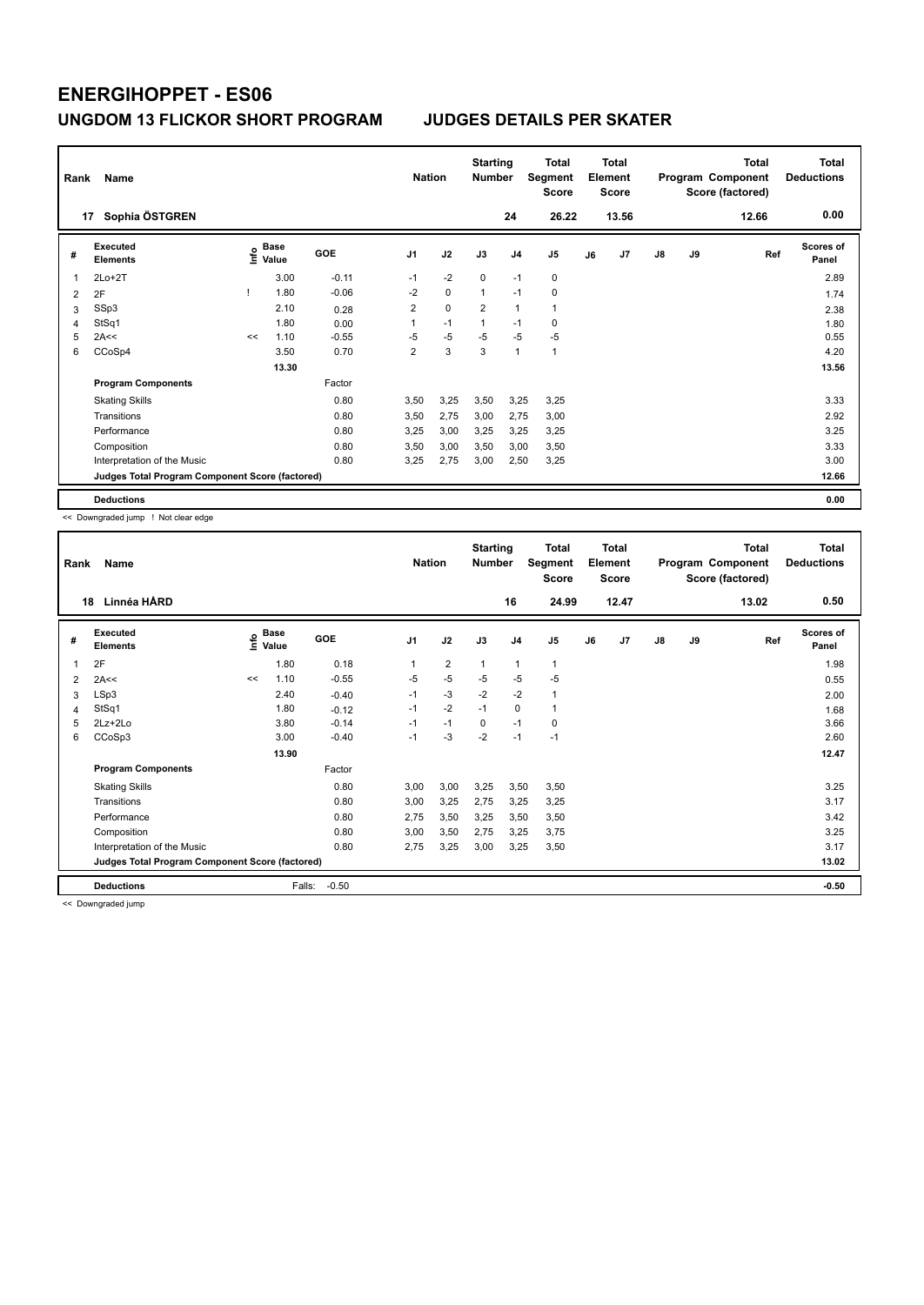# ENERGIHOPPET - ES06

## UNGDOM 13 FLICKOR SHORT PROGRAM    JUDGES DETAILS PER SKATER

| Rank | Name | Nation | Starting Number | Total Segment Score | Total Element Score | Total Program Component Score (factored) | Total Deductions |
|---|---|---|---|---|---|---|---|
| 17 | Sophia ÖSTGREN | | 24 | 26.22 | 13.56 | 12.66 | 0.00 |

| # | Executed Elements | Info | Base Value | GOE | J1 | J2 | J3 | J4 | J5 | J6 | J7 | J8 | J9 | Ref | Scores of Panel |
|---|---|---|---|---|---|---|---|---|---|---|---|---|---|---|---|
| 1 | 2Lo+2T | | 3.00 | -0.11 | -1 | -2 | 0 | -1 | 0 | | | | | | 2.89 |
| 2 | 2F | ! | 1.80 | -0.06 | -2 | 0 | 1 | -1 | 0 | | | | | | 1.74 |
| 3 | SSp3 | | 2.10 | 0.28 | 2 | 0 | 2 | 1 | 1 | | | | | | 2.38 |
| 4 | StSq1 | | 1.80 | 0.00 | 1 | -1 | 1 | -1 | 0 | | | | | | 1.80 |
| 5 | 2A<< | << | 1.10 | -0.55 | -5 | -5 | -5 | -5 | -5 | | | | | | 0.55 |
| 6 | CCoSp4 | | 3.50 | 0.70 | 2 | 3 | 3 | 1 | 1 | | | | | | 4.20 |
| | | | 13.30 | | | | | | | | | | | | 13.56 |
| | **Program Components** | | | Factor | | | | | | | | | | | |
| | Skating Skills | | | 0.80 | 3,50 | 3,25 | 3,50 | 3,25 | 3,25 | | | | | | 3.33 |
| | Transitions | | | 0.80 | 3,50 | 2,75 | 3,00 | 2,75 | 3,00 | | | | | | 2.92 |
| | Performance | | | 0.80 | 3,25 | 3,00 | 3,25 | 3,25 | 3,25 | | | | | | 3.25 |
| | Composition | | | 0.80 | 3,50 | 3,00 | 3,50 | 3,00 | 3,50 | | | | | | 3.33 |
| | Interpretation of the Music | | | 0.80 | 3,25 | 2,75 | 3,00 | 2,50 | 3,25 | | | | | | 3.00 |
| | **Judges Total Program Component Score (factored)** | | | | | | | | | | | | | | 12.66 |
| | **Deductions** | | | | | | | | | | | | | | 0.00 |

<< Downgraded jump ! Not clear edge

| Rank | Name | Nation | Starting Number | Total Segment Score | Total Element Score | Total Program Component Score (factored) | Total Deductions |
|---|---|---|---|---|---|---|---|
| 18 | Linnéa HÅRD | | 16 | 24.99 | 12.47 | 13.02 | 0.50 |

| # | Executed Elements | Info | Base Value | GOE | J1 | J2 | J3 | J4 | J5 | J6 | J7 | J8 | J9 | Ref | Scores of Panel |
|---|---|---|---|---|---|---|---|---|---|---|---|---|---|---|---|
| 1 | 2F | | 1.80 | 0.18 | 1 | 2 | 1 | 1 | 1 | | | | | | 1.98 |
| 2 | 2A<< | << | 1.10 | -0.55 | -5 | -5 | -5 | -5 | -5 | | | | | | 0.55 |
| 3 | LSp3 | | 2.40 | -0.40 | -1 | -3 | -2 | -2 | 1 | | | | | | 2.00 |
| 4 | StSq1 | | 1.80 | -0.12 | -1 | -2 | -1 | 0 | 1 | | | | | | 1.68 |
| 5 | 2Lz+2Lo | | 3.80 | -0.14 | -1 | -1 | 0 | -1 | 0 | | | | | | 3.66 |
| 6 | CCoSp3 | | 3.00 | -0.40 | -1 | -3 | -2 | -1 | -1 | | | | | | 2.60 |
| | | | 13.90 | | | | | | | | | | | | 12.47 |
| | **Program Components** | | | Factor | | | | | | | | | | | |
| | Skating Skills | | | 0.80 | 3,00 | 3,00 | 3,25 | 3,50 | 3,50 | | | | | | 3.25 |
| | Transitions | | | 0.80 | 3,00 | 3,25 | 2,75 | 3,25 | 3,25 | | | | | | 3.17 |
| | Performance | | | 0.80 | 2,75 | 3,50 | 3,25 | 3,50 | 3,50 | | | | | | 3.42 |
| | Composition | | | 0.80 | 3,00 | 3,50 | 2,75 | 3,25 | 3,75 | | | | | | 3.25 |
| | Interpretation of the Music | | | 0.80 | 2,75 | 3,25 | 3,00 | 3,25 | 3,50 | | | | | | 3.17 |
| | **Judges Total Program Component Score (factored)** | | | | | | | | | | | | | | 13.02 |
| | **Deductions** | | Falls: | -0.50 | | | | | | | | | | | -0.50 |

<< Downgraded jump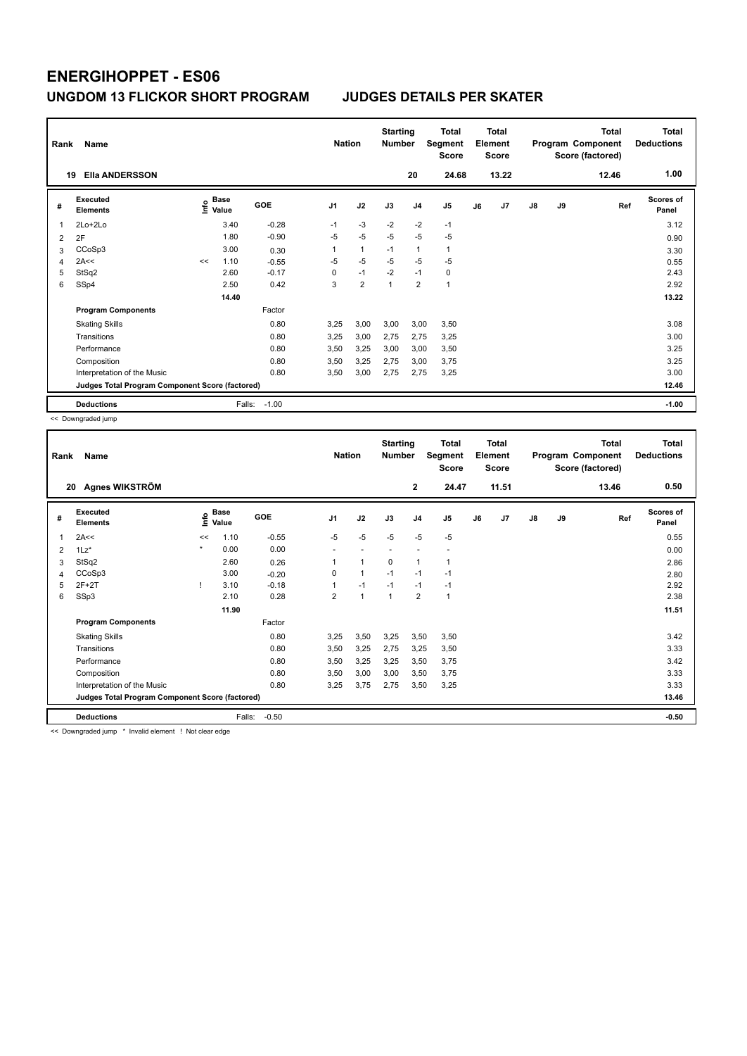# ENERGIHOPPET - ES06

## UNGDOM 13 FLICKOR SHORT PROGRAM JUDGES DETAILS PER SKATER

| Rank | Name | Nation | Starting Number | Total Segment Score | Total Element Score | Total Program Component Score (factored) | Total Deductions |
|---|---|---|---|---|---|---|---|
| 19 | Ella ANDERSSON | | 20 | 24.68 | 13.22 | 12.46 | 1.00 |

| # | Executed Elements | Info | Base Value | GOE | J1 | J2 | J3 | J4 | J5 | J6 | J7 | J8 | J9 | Ref | Scores of Panel |
|---|---|---|---|---|---|---|---|---|---|---|---|---|---|---|---|
| 1 | 2Lo+2Lo | | 3.40 | -0.28 | -1 | -3 | -2 | -2 | -1 | | | | | | 3.12 |
| 2 | 2F | | 1.80 | -0.90 | -5 | -5 | -5 | -5 | -5 | | | | | | 0.90 |
| 3 | CCoSp3 | | 3.00 | 0.30 | 1 | 1 | -1 | 1 | 1 | | | | | | 3.30 |
| 4 | 2A<< | << | 1.10 | -0.55 | -5 | -5 | -5 | -5 | -5 | | | | | | 0.55 |
| 5 | StSq2 | | 2.60 | -0.17 | 0 | -1 | -2 | -1 | 0 | | | | | | 2.43 |
| 6 | SSp4 | | 2.50 | 0.42 | 3 | 2 | 1 | 2 | 1 | | | | | | 2.92 |
| | | | 14.40 | | | | | | | | | | | | 13.22 |
| | **Program Components** | | | Factor | | | | | | | | | | | |
| | Skating Skills | | | 0.80 | 3,25 | 3,00 | 3,00 | 3,00 | 3,50 | | | | | | 3.08 |
| | Transitions | | | 0.80 | 3,25 | 3,00 | 2,75 | 2,75 | 3,25 | | | | | | 3.00 |
| | Performance | | | 0.80 | 3,50 | 3,25 | 3,00 | 3,00 | 3,50 | | | | | | 3.25 |
| | Composition | | | 0.80 | 3,50 | 3,25 | 2,75 | 3,00 | 3,75 | | | | | | 3.25 |
| | Interpretation of the Music | | | 0.80 | 3,50 | 3,00 | 2,75 | 2,75 | 3,25 | | | | | | 3.00 |
| | **Judges Total Program Component Score (factored)** | | | | | | | | | | | | | | 12.46 |
| | **Deductions** | | Falls: | -1.00 | | | | | | | | | | | -1.00 |

<< Downgraded jump

| Rank | Name | Nation | Starting Number | Total Segment Score | Total Element Score | Total Program Component Score (factored) | Total Deductions |
|---|---|---|---|---|---|---|---|
| 20 | Agnes WIKSTRÖM | | 2 | 24.47 | 11.51 | 13.46 | 0.50 |

| # | Executed Elements | Info | Base Value | GOE | J1 | J2 | J3 | J4 | J5 | J6 | J7 | J8 | J9 | Ref | Scores of Panel |
|---|---|---|---|---|---|---|---|---|---|---|---|---|---|---|---|
| 1 | 2A<< | << | 1.10 | -0.55 | -5 | -5 | -5 | -5 | -5 | | | | | | 0.55 |
| 2 | 1Lz* | * | 0.00 | 0.00 | - | - | - | - | - | | | | | | 0.00 |
| 3 | StSq2 | | 2.60 | 0.26 | 1 | 1 | 0 | 1 | 1 | | | | | | 2.86 |
| 4 | CCoSp3 | | 3.00 | -0.20 | 0 | 1 | -1 | -1 | -1 | | | | | | 2.80 |
| 5 | 2F+2T | ! | 3.10 | -0.18 | 1 | -1 | -1 | -1 | -1 | | | | | | 2.92 |
| 6 | SSp3 | | 2.10 | 0.28 | 2 | 1 | 1 | 2 | 1 | | | | | | 2.38 |
| | | | 11.90 | | | | | | | | | | | | 11.51 |
| | **Program Components** | | | Factor | | | | | | | | | | | |
| | Skating Skills | | | 0.80 | 3,25 | 3,50 | 3,25 | 3,50 | 3,50 | | | | | | 3.42 |
| | Transitions | | | 0.80 | 3,50 | 3,25 | 2,75 | 3,25 | 3,50 | | | | | | 3.33 |
| | Performance | | | 0.80 | 3,50 | 3,25 | 3,25 | 3,50 | 3,75 | | | | | | 3.42 |
| | Composition | | | 0.80 | 3,50 | 3,00 | 3,00 | 3,50 | 3,75 | | | | | | 3.33 |
| | Interpretation of the Music | | | 0.80 | 3,25 | 3,75 | 2,75 | 3,50 | 3,25 | | | | | | 3.33 |
| | **Judges Total Program Component Score (factored)** | | | | | | | | | | | | | | 13.46 |
| | **Deductions** | | Falls: | -0.50 | | | | | | | | | | | -0.50 |

<< Downgraded jump * Invalid element ! Not clear edge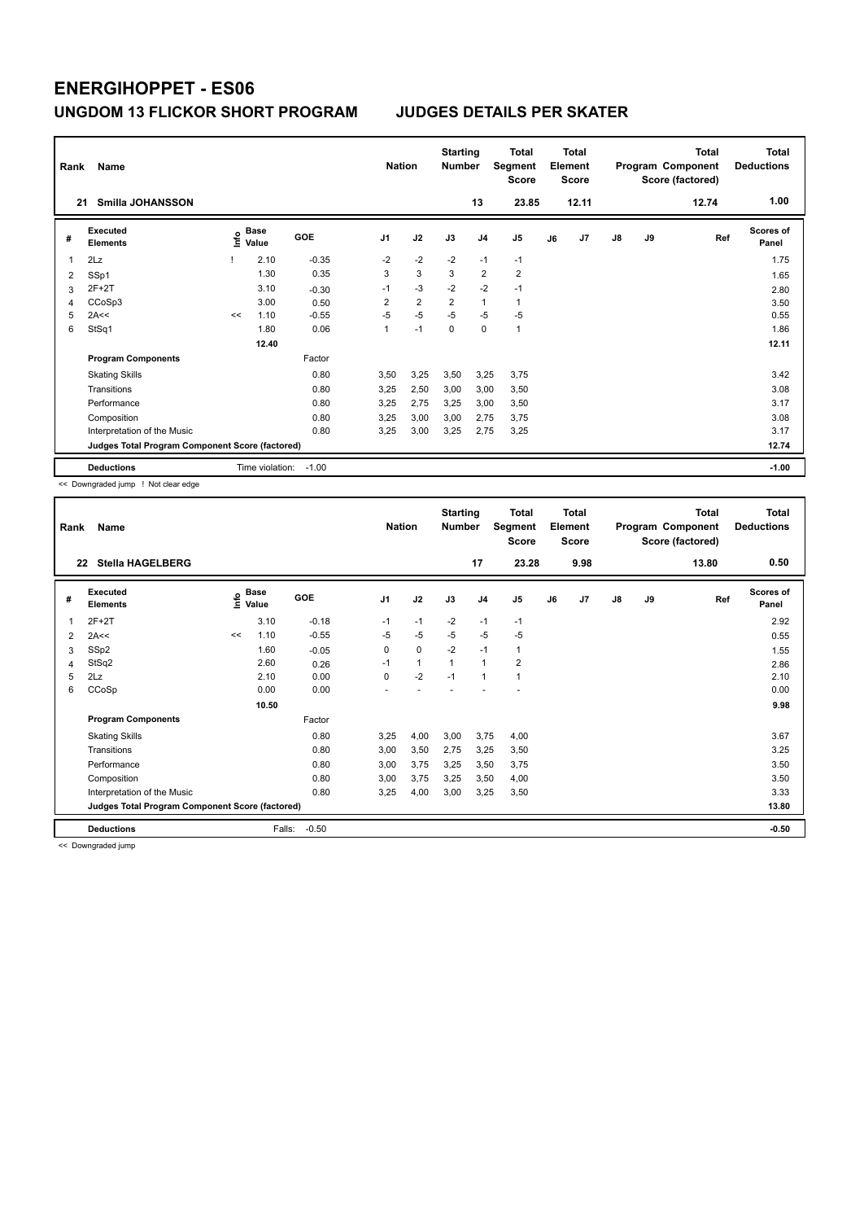# ENERGIHOPPET - ES06

## UNGDOM 13 FLICKOR SHORT PROGRAM JUDGES DETAILS PER SKATER

| Rank | Name | Nation | Starting Number | Total Segment Score | Total Element Score | Total Program Component Score (factored) | Total Deductions |
|---|---|---|---|---|---|---|---|
| 21 | Smilla JOHANSSON | | 13 | 23.85 | 12.11 | 12.74 | 1.00 |

| # | Executed Elements | Info | Base Value | GOE | J1 | J2 | J3 | J4 | J5 | J6 | J7 | J8 | J9 | Ref | Scores of Panel |
|---|---|---|---|---|---|---|---|---|---|---|---|---|---|---|---|
| 1 | 2Lz | ! | 2.10 | -0.35 | -2 | -2 | -2 | -1 | -1 | | | | | | 1.75 |
| 2 | SSp1 | | 1.30 | 0.35 | 3 | 3 | 3 | 2 | 2 | | | | | | 1.65 |
| 3 | 2F+2T | | 3.10 | -0.30 | -1 | -3 | -2 | -2 | -1 | | | | | | 2.80 |
| 4 | CCoSp3 | | 3.00 | 0.50 | 2 | 2 | 2 | 1 | 1 | | | | | | 3.50 |
| 5 | 2A<< | << | 1.10 | -0.55 | -5 | -5 | -5 | -5 | -5 | | | | | | 0.55 |
| 6 | StSq1 | | 1.80 | 0.06 | 1 | -1 | 0 | 0 | 1 | | | | | | 1.86 |
| | | | 12.40 | | | | | | | | | | | | 12.11 |
| | **Program Components** | | | Factor | | | | | | | | | | | |
| | Skating Skills | | | 0.80 | 3,50 | 3,25 | 3,50 | 3,25 | 3,75 | | | | | | 3.42 |
| | Transitions | | | 0.80 | 3,25 | 2,50 | 3,00 | 3,00 | 3,50 | | | | | | 3.08 |
| | Performance | | | 0.80 | 3,25 | 2,75 | 3,25 | 3,00 | 3,50 | | | | | | 3.17 |
| | Composition | | | 0.80 | 3,25 | 3,00 | 3,00 | 2,75 | 3,75 | | | | | | 3.08 |
| | Interpretation of the Music | | | 0.80 | 3,25 | 3,00 | 3,25 | 2,75 | 3,25 | | | | | | 3.17 |
| | **Judges Total Program Component Score (factored)** | | | | | | | | | | | | | | 12.74 |
| | **Deductions** | | Time violation: | -1.00 | | | | | | | | | | | -1.00 |

<< Downgraded jump ! Not clear edge

| Rank | Name | Nation | Starting Number | Total Segment Score | Total Element Score | Total Program Component Score (factored) | Total Deductions |
|---|---|---|---|---|---|---|---|
| 22 | Stella HAGELBERG | | 17 | 23.28 | 9.98 | 13.80 | 0.50 |

| # | Executed Elements | Info | Base Value | GOE | J1 | J2 | J3 | J4 | J5 | J6 | J7 | J8 | J9 | Ref | Scores of Panel |
|---|---|---|---|---|---|---|---|---|---|---|---|---|---|---|---|
| 1 | 2F+2T | | 3.10 | -0.18 | -1 | -1 | -2 | -1 | -1 | | | | | | 2.92 |
| 2 | 2A<< | << | 1.10 | -0.55 | -5 | -5 | -5 | -5 | -5 | | | | | | 0.55 |
| 3 | SSp2 | | 1.60 | -0.05 | 0 | 0 | -2 | -1 | 1 | | | | | | 1.55 |
| 4 | StSq2 | | 2.60 | 0.26 | -1 | 1 | 1 | 1 | 2 | | | | | | 2.86 |
| 5 | 2Lz | | 2.10 | 0.00 | 0 | -2 | -1 | 1 | 1 | | | | | | 2.10 |
| 6 | CCoSp | | 0.00 | 0.00 | - | - | - | - | - | | | | | | 0.00 |
| | | | 10.50 | | | | | | | | | | | | 9.98 |
| | **Program Components** | | | Factor | | | | | | | | | | | |
| | Skating Skills | | | 0.80 | 3,25 | 4,00 | 3,00 | 3,75 | 4,00 | | | | | | 3.67 |
| | Transitions | | | 0.80 | 3,00 | 3,50 | 2,75 | 3,25 | 3,50 | | | | | | 3.25 |
| | Performance | | | 0.80 | 3,00 | 3,75 | 3,25 | 3,50 | 3,75 | | | | | | 3.50 |
| | Composition | | | 0.80 | 3,00 | 3,75 | 3,25 | 3,50 | 4,00 | | | | | | 3.50 |
| | Interpretation of the Music | | | 0.80 | 3,25 | 4,00 | 3,00 | 3,25 | 3,50 | | | | | | 3.33 |
| | **Judges Total Program Component Score (factored)** | | | | | | | | | | | | | | 13.80 |
| | **Deductions** | | Falls: | -0.50 | | | | | | | | | | | -0.50 |

<< Downgraded jump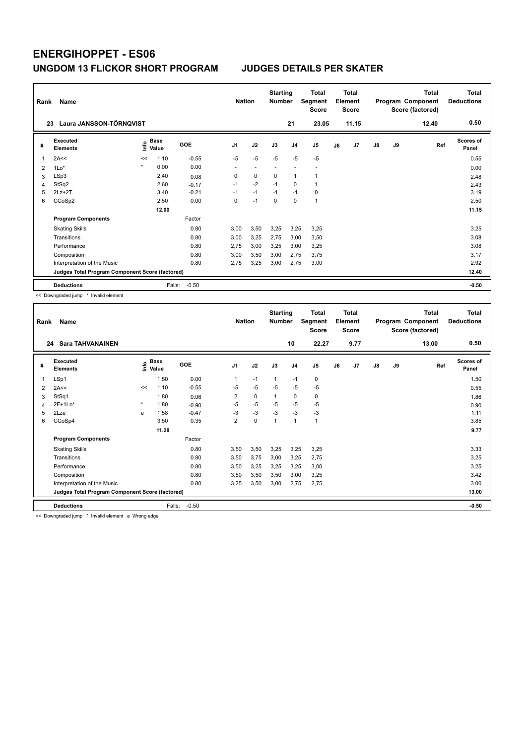# ENERGIHOPPET - ES06

## UNGDOM 13 FLICKOR SHORT PROGRAM JUDGES DETAILS PER SKATER

| Rank | Name | Nation | Starting Number | Total Segment Score | Total Element Score | Total Program Component Score (factored) | Total Deductions |
|---|---|---|---|---|---|---|---|
| 23 | Laura JANSSON-TÖRNQVIST | | 21 | 23.05 | 11.15 | 12.40 | 0.50 |

| # | Executed Elements | Info | Base Value | GOE | J1 | J2 | J3 | J4 | J5 | J6 | J7 | J8 | J9 | Ref | Scores of Panel |
|---|---|---|---|---|---|---|---|---|---|---|---|---|---|---|---|
| 1 | 2A<< | << | 1.10 | -0.55 | -5 | -5 | -5 | -5 | -5 | | | | | | 0.55 |
| 2 | 1Lo* | * | 0.00 | 0.00 | - | - | - | - | - | | | | | | 0.00 |
| 3 | LSp3 | | 2.40 | 0.08 | 0 | 0 | 0 | 1 | 1 | | | | | | 2.48 |
| 4 | StSq2 | | 2.60 | -0.17 | -1 | -2 | -1 | 0 | 1 | | | | | | 2.43 |
| 5 | 2Lz+2T | | 3.40 | -0.21 | -1 | -1 | -1 | -1 | 0 | | | | | | 3.19 |
| 6 | CCoSp2 | | 2.50 | 0.00 | 0 | -1 | 0 | 0 | 1 | | | | | | 2.50 |
| | | | 12.00 | | | | | | | | | | | | 11.15 |
| | **Program Components** | | | Factor | | | | | | | | | | | |
| | Skating Skills | | | 0.80 | 3,00 | 3,50 | 3,25 | 3,25 | 3,25 | | | | | | 3.25 |
| | Transitions | | | 0.80 | 3,00 | 3,25 | 2,75 | 3,00 | 3,50 | | | | | | 3.08 |
| | Performance | | | 0.80 | 2,75 | 3,00 | 3,25 | 3,00 | 3,25 | | | | | | 3.08 |
| | Composition | | | 0.80 | 3,00 | 3,50 | 3,00 | 2,75 | 3,75 | | | | | | 3.17 |
| | Interpretation of the Music | | | 0.80 | 2,75 | 3,25 | 3,00 | 2,75 | 3,00 | | | | | | 2.92 |
| | **Judges Total Program Component Score (factored)** | | | | | | | | | | | | | | 12.40 |
| | **Deductions** | | Falls: | -0.50 | | | | | | | | | | | -0.50 |

<< Downgraded jump * Invalid element

| Rank | Name | Nation | Starting Number | Total Segment Score | Total Element Score | Total Program Component Score (factored) | Total Deductions |
|---|---|---|---|---|---|---|---|
| 24 | Sara TAHVANAINEN | | 10 | 22.27 | 9.77 | 13.00 | 0.50 |

| # | Executed Elements | Info | Base Value | GOE | J1 | J2 | J3 | J4 | J5 | J6 | J7 | J8 | J9 | Ref | Scores of Panel |
|---|---|---|---|---|---|---|---|---|---|---|---|---|---|---|---|
| 1 | LSp1 | | 1.50 | 0.00 | 1 | -1 | 1 | -1 | 0 | | | | | | 1.50 |
| 2 | 2A<< | << | 1.10 | -0.55 | -5 | -5 | -5 | -5 | -5 | | | | | | 0.55 |
| 3 | StSq1 | | 1.80 | 0.06 | 2 | 0 | 1 | 0 | 0 | | | | | | 1.86 |
| 4 | 2F+1Lo* | * | 1.80 | -0.90 | -5 | -5 | -5 | -5 | -5 | | | | | | 0.90 |
| 5 | 2Lze | e | 1.58 | -0.47 | -3 | -3 | -3 | -3 | -3 | | | | | | 1.11 |
| 6 | CCoSp4 | | 3.50 | 0.35 | 2 | 0 | 1 | 1 | 1 | | | | | | 3.85 |
| | | | 11.28 | | | | | | | | | | | | 9.77 |
| | **Program Components** | | | Factor | | | | | | | | | | | |
| | Skating Skills | | | 0.80 | 3,50 | 3,50 | 3,25 | 3,25 | 3,25 | | | | | | 3.33 |
| | Transitions | | | 0.80 | 3,50 | 3,75 | 3,00 | 3,25 | 2,75 | | | | | | 3.25 |
| | Performance | | | 0.80 | 3,50 | 3,25 | 3,25 | 3,25 | 3,00 | | | | | | 3.25 |
| | Composition | | | 0.80 | 3,50 | 3,50 | 3,50 | 3,00 | 3,25 | | | | | | 3.42 |
| | Interpretation of the Music | | | 0.80 | 3,25 | 3,50 | 3,00 | 2,75 | 2,75 | | | | | | 3.00 |
| | **Judges Total Program Component Score (factored)** | | | | | | | | | | | | | | 13.00 |
| | **Deductions** | | Falls: | -0.50 | | | | | | | | | | | -0.50 |

<< Downgraded jump * Invalid element e Wrong edge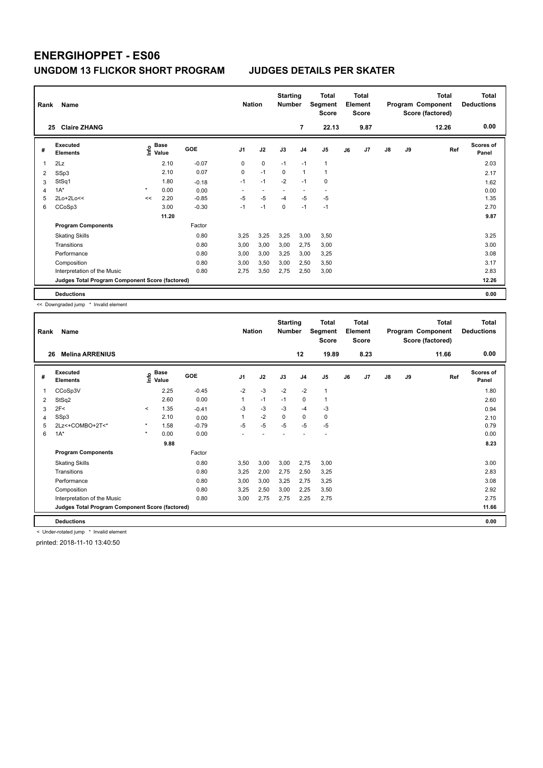# ENERGIHOPPET - ES06

## UNGDOM 13 FLICKOR SHORT PROGRAM    JUDGES DETAILS PER SKATER

| Rank | Name | Nation | Starting Number | Total Segment Score | Total Element Score | Total Program Component Score (factored) | Total Deductions |
|---|---|---|---|---|---|---|---|
| 25 | Claire ZHANG | | 7 | 22.13 | 9.87 | 12.26 | 0.00 |

| # | Executed Elements | Info | Base Value | GOE | J1 | J2 | J3 | J4 | J5 | J6 | J7 | J8 | J9 | Ref | Scores of Panel |
|---|---|---|---|---|---|---|---|---|---|---|---|---|---|---|---|
| 1 | 2Lz | | 2.10 | -0.07 | 0 | 0 | -1 | -1 | 1 | | | | | | 2.03 |
| 2 | SSp3 | | 2.10 | 0.07 | 0 | -1 | 0 | 1 | 1 | | | | | | 2.17 |
| 3 | StSq1 | | 1.80 | -0.18 | -1 | -1 | -2 | -1 | 0 | | | | | | 1.62 |
| 4 | 1A* | * | 0.00 | 0.00 | - | - | - | - | - | | | | | | 0.00 |
| 5 | 2Lo+2Lo<< | << | 2.20 | -0.85 | -5 | -5 | -4 | -5 | -5 | | | | | | 1.35 |
| 6 | CCoSp3 | | 3.00 | -0.30 | -1 | -1 | 0 | -1 | -1 | | | | | | 2.70 |
| | | | 11.20 | | | | | | | | | | | | 9.87 |
| | **Program Components** | | | Factor | | | | | | | | | | | |
| | Skating Skills | | | 0.80 | 3,25 | 3,25 | 3,25 | 3,00 | 3,50 | | | | | | 3.25 |
| | Transitions | | | 0.80 | 3,00 | 3,00 | 3,00 | 2,75 | 3,00 | | | | | | 3.00 |
| | Performance | | | 0.80 | 3,00 | 3,00 | 3,25 | 3,00 | 3,25 | | | | | | 3.08 |
| | Composition | | | 0.80 | 3,00 | 3,50 | 3,00 | 2,50 | 3,50 | | | | | | 3.17 |
| | Interpretation of the Music | | | 0.80 | 2,75 | 3,50 | 2,75 | 2,50 | 3,00 | | | | | | 2.83 |
| | **Judges Total Program Component Score (factored)** | | | | | | | | | | | | | | 12.26 |
| | **Deductions** | | | | | | | | | | | | | | 0.00 |

<< Downgraded jump * Invalid element

| Rank | Name | Nation | Starting Number | Total Segment Score | Total Element Score | Total Program Component Score (factored) | Total Deductions |
|---|---|---|---|---|---|---|---|
| 26 | Melina ARRENIUS | | 12 | 19.89 | 8.23 | 11.66 | 0.00 |

| # | Executed Elements | Info | Base Value | GOE | J1 | J2 | J3 | J4 | J5 | J6 | J7 | J8 | J9 | Ref | Scores of Panel |
|---|---|---|---|---|---|---|---|---|---|---|---|---|---|---|---|
| 1 | CCoSp3V | | 2.25 | -0.45 | -2 | -3 | -2 | -2 | 1 | | | | | | 1.80 |
| 2 | StSq2 | | 2.60 | 0.00 | 1 | -1 | -1 | 0 | 1 | | | | | | 2.60 |
| 3 | 2F< | < | 1.35 | -0.41 | -3 | -3 | -3 | -4 | -3 | | | | | | 0.94 |
| 4 | SSp3 | | 2.10 | 0.00 | 1 | -2 | 0 | 0 | 0 | | | | | | 2.10 |
| 5 | 2Lz<+COMBO+2T<* | * | 1.58 | -0.79 | -5 | -5 | -5 | -5 | -5 | | | | | | 0.79 |
| 6 | 1A* | * | 0.00 | 0.00 | - | - | - | - | - | | | | | | 0.00 |
| | | | 9.88 | | | | | | | | | | | | 8.23 |
| | **Program Components** | | | Factor | | | | | | | | | | | |
| | Skating Skills | | | 0.80 | 3,50 | 3,00 | 3,00 | 2,75 | 3,00 | | | | | | 3.00 |
| | Transitions | | | 0.80 | 3,25 | 2,00 | 2,75 | 2,50 | 3,25 | | | | | | 2.83 |
| | Performance | | | 0.80 | 3,00 | 3,00 | 3,25 | 2,75 | 3,25 | | | | | | 3.08 |
| | Composition | | | 0.80 | 3,25 | 2,50 | 3,00 | 2,25 | 3,50 | | | | | | 2.92 |
| | Interpretation of the Music | | | 0.80 | 3,00 | 2,75 | 2,75 | 2,25 | 2,75 | | | | | | 2.75 |
| | **Judges Total Program Component Score (factored)** | | | | | | | | | | | | | | 11.66 |
| | **Deductions** | | | | | | | | | | | | | | 0.00 |

< Under-rotated jump * Invalid element

printed: 2018-11-10 13:40:50